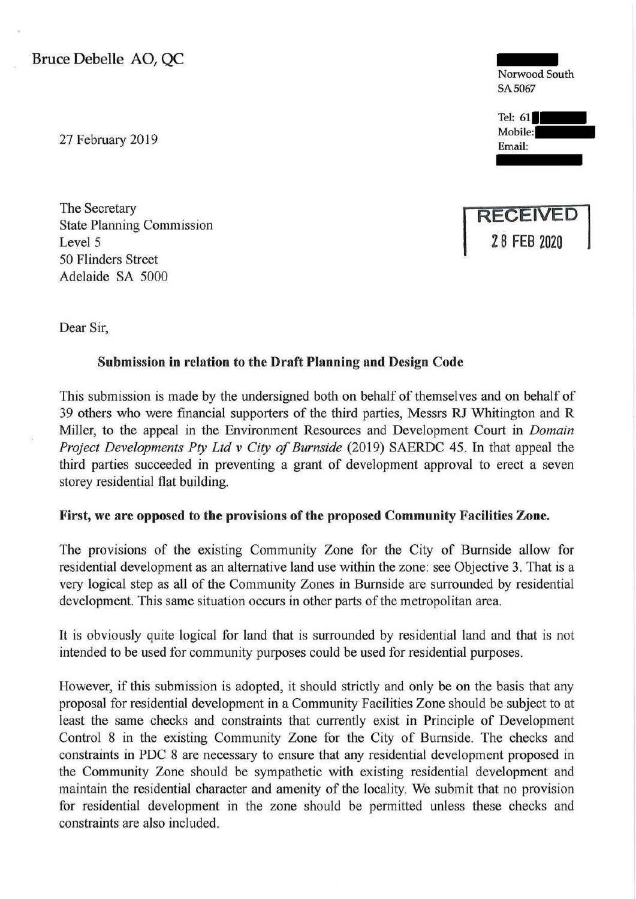Bruce Debelle AO, QC

Norwood South
SA 5067

Tel: 61
Mobile:
Email:

27 February 2019

RECEIVED
28 FEB 2020

The Secretary
State Planning Commission
Level 5
50 Flinders Street
Adelaide SA 5000

Dear Sir,

**Submission in relation to the Draft Planning and Design Code**

This submission is made by the undersigned both on behalf of themselves and on behalf of 39 others who were financial supporters of the third parties, Messrs RJ Whitington and R Miller, to the appeal in the Environment Resources and Development Court in *Domain Project Developments Pty Ltd v City of Burnside* (2019) SAERDC 45. In that appeal the third parties succeeded in preventing a grant of development approval to erect a seven storey residential flat building.

**First, we are opposed to the provisions of the proposed Community Facilities Zone.**

The provisions of the existing Community Zone for the City of Burnside allow for residential development as an alternative land use within the zone: see Objective 3. That is a very logical step as all of the Community Zones in Burnside are surrounded by residential development. This same situation occurs in other parts of the metropolitan area.

It is obviously quite logical for land that is surrounded by residential land and that is not intended to be used for community purposes could be used for residential purposes.

However, if this submission is adopted, it should strictly and only be on the basis that any proposal for residential development in a Community Facilities Zone should be subject to at least the same checks and constraints that currently exist in Principle of Development Control 8 in the existing Community Zone for the City of Burnside. The checks and constraints in PDC 8 are necessary to ensure that any residential development proposed in the Community Zone should be sympathetic with existing residential development and maintain the residential character and amenity of the locality. We submit that no provision for residential development in the zone should be permitted unless these checks and constraints are also included.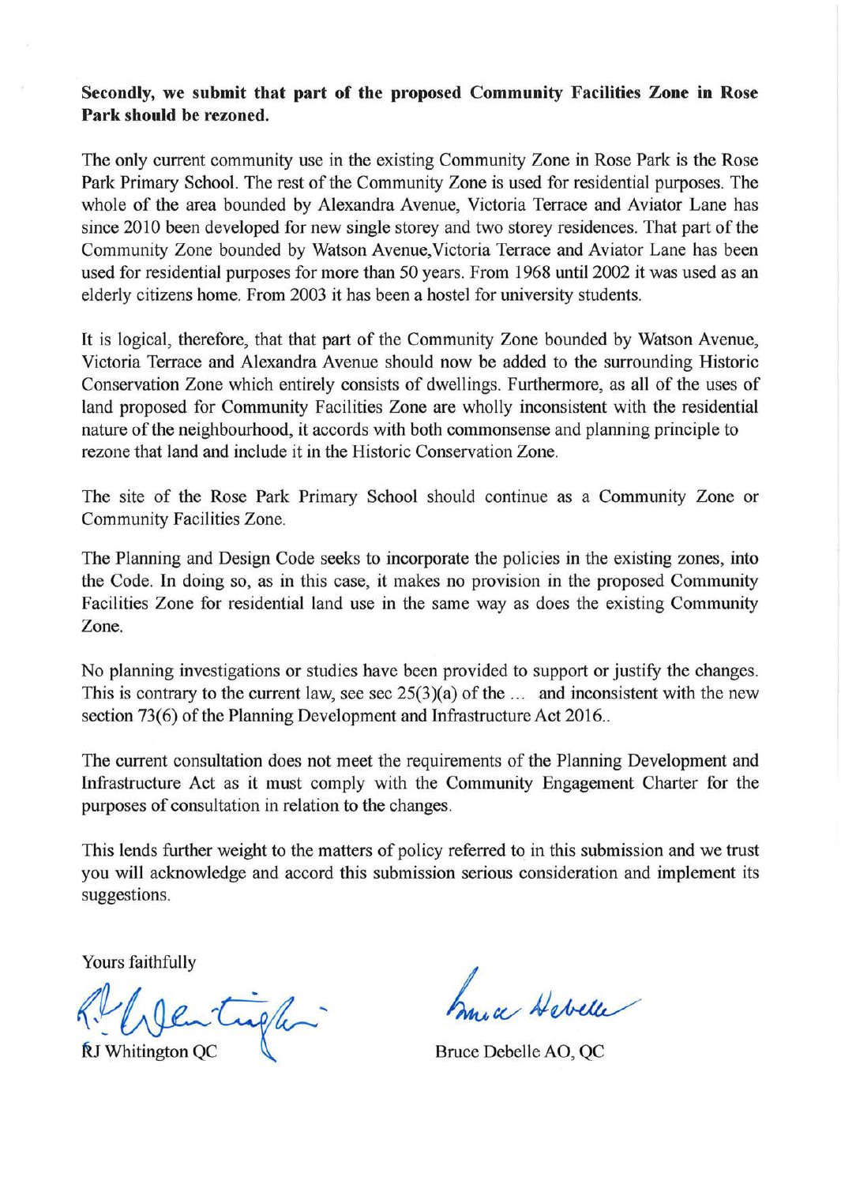**Secondly, we submit that part of the proposed Community Facilities Zone in Rose Park should be rezoned.**

The only current community use in the existing Community Zone in Rose Park is the Rose Park Primary School. The rest of the Community Zone is used for residential purposes. The whole of the area bounded by Alexandra Avenue, Victoria Terrace and Aviator Lane has since 2010 been developed for new single storey and two storey residences. That part of the Community Zone bounded by Watson Avenue,Victoria Terrace and Aviator Lane has been used for residential purposes for more than 50 years. From 1968 until 2002 it was used as an elderly citizens home. From 2003 it has been a hostel for university students.

It is logical, therefore, that that part of the Community Zone bounded by Watson Avenue, Victoria Terrace and Alexandra Avenue should now be added to the surrounding Historic Conservation Zone which entirely consists of dwellings. Furthermore, as all of the uses of land proposed for Community Facilities Zone are wholly inconsistent with the residential nature of the neighbourhood, it accords with both commonsense and planning principle to rezone that land and include it in the Historic Conservation Zone.

The site of the Rose Park Primary School should continue as a Community Zone or Community Facilities Zone.

The Planning and Design Code seeks to incorporate the policies in the existing zones, into the Code. In doing so, as in this case, it makes no provision in the proposed Community Facilities Zone for residential land use in the same way as does the existing Community Zone.

No planning investigations or studies have been provided to support or justify the changes. This is contrary to the current law, see sec 25(3)(a) of the ... and inconsistent with the new section 73(6) of the Planning Development and Infrastructure Act 2016..

The current consultation does not meet the requirements of the Planning Development and Infrastructure Act as it must comply with the Community Engagement Charter for the purposes of consultation in relation to the changes.

This lends further weight to the matters of policy referred to in this submission and we trust you will acknowledge and accord this submission serious consideration and implement its suggestions.

Yours faithfully

RJ Whitington QC

Bruce Debelle AO, QC